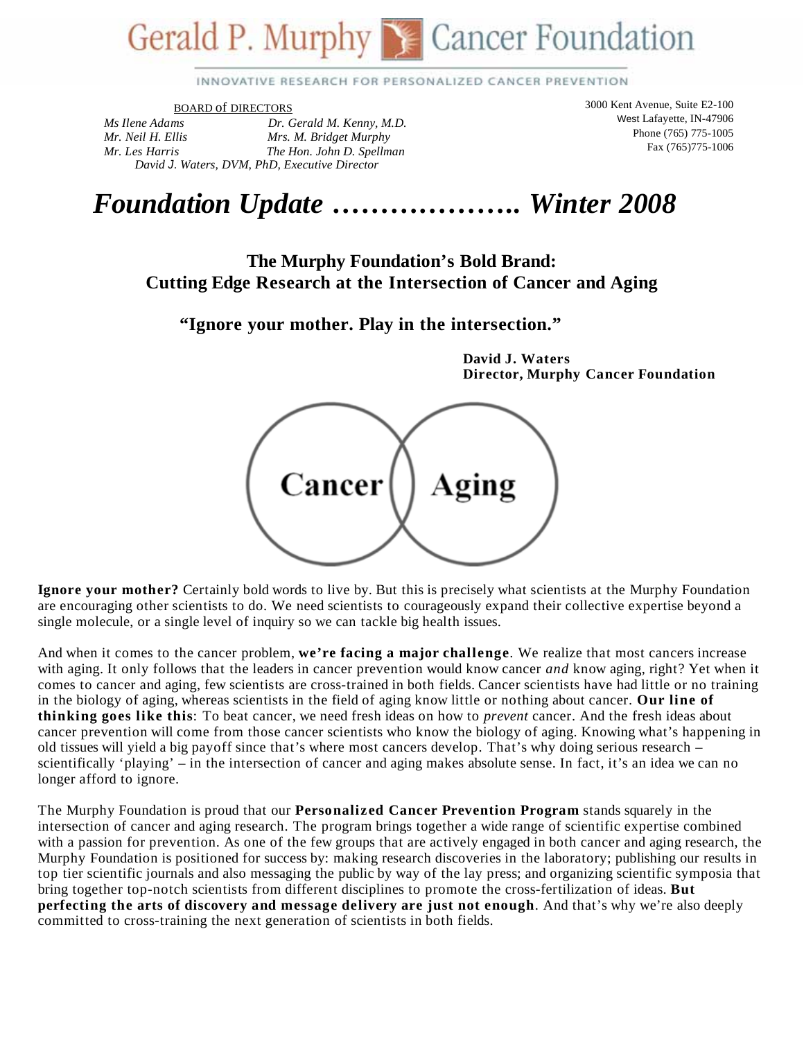# Gerald P. Murphy Cancer Foundation

INNOVATIVE RESEARCH FOR PERSONALIZED CANCER PREVENTION

BOARD of DIRECTORS

*Ms Ilene Adams* | *Dr. Gerald M. Kenny, M.D.*
*Mr. Neil H. Ellis* | *Mrs. M. Bridget Murphy*
*Mr. Les Harris* | *The Hon. John D. Spellman*
*David J. Waters, DVM, PhD, Executive Director*

3000 Kent Avenue, Suite E2-100
West Lafayette, IN-47906
Phone (765) 775-1005
Fax (765)775-1006

# *Foundation Update ………………. Winter 2008*

## The Murphy Foundation's Bold Brand: Cutting Edge Research at the Intersection of Cancer and Aging

**"Ignore your mother. Play in the intersection."**

**David J. Waters**
**Director, Murphy Cancer Foundation**

Cancer | Aging

**Ignore your mother?** Certainly bold words to live by. But this is precisely what scientists at the Murphy Foundation are encouraging other scientists to do. We need scientists to courageously expand their collective expertise beyond a single molecule, or a single level of inquiry so we can tackle big health issues.

And when it comes to the cancer problem, **we're facing a major challenge**. We realize that most cancers increase with aging. It only follows that the leaders in cancer prevention would know cancer *and* know aging, right? Yet when it comes to cancer and aging, few scientists are cross-trained in both fields. Cancer scientists have had little or no training in the biology of aging, whereas scientists in the field of aging know little or nothing about cancer. **Our line of thinking goes like this**: To beat cancer, we need fresh ideas on how to *prevent* cancer. And the fresh ideas about cancer prevention will come from those cancer scientists who know the biology of aging. Knowing what's happening in old tissues will yield a big payoff since that's where most cancers develop. That's why doing serious research – scientifically 'playing' – in the intersection of cancer and aging makes absolute sense. In fact, it's an idea we can no longer afford to ignore.

The Murphy Foundation is proud that our **Personalized Cancer Prevention Program** stands squarely in the intersection of cancer and aging research. The program brings together a wide range of scientific expertise combined with a passion for prevention. As one of the few groups that are actively engaged in both cancer and aging research, the Murphy Foundation is positioned for success by: making research discoveries in the laboratory; publishing our results in top tier scientific journals and also messaging the public by way of the lay press; and organizing scientific symposia that bring together top-notch scientists from different disciplines to promote the cross-fertilization of ideas. **But perfecting the arts of discovery and message delivery are just not enough**. And that's why we're also deeply committed to cross-training the next generation of scientists in both fields.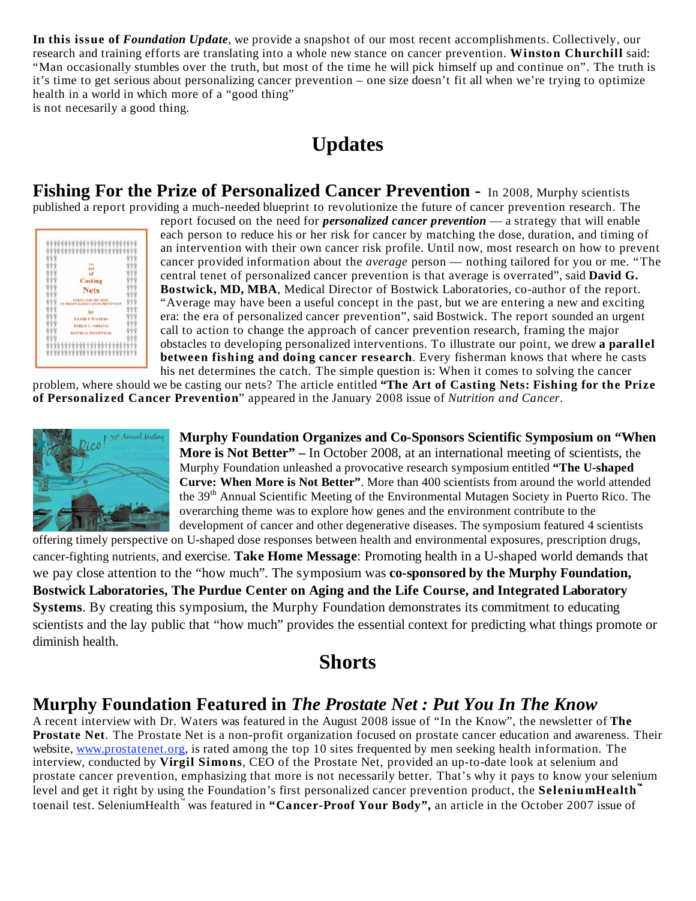**In this issue of *Foundation Update***, we provide a snapshot of our most recent accomplishments. Collectively, our research and training efforts are translating into a whole new stance on cancer prevention. **Winston Churchill** said: "Man occasionally stumbles over the truth, but most of the time he will pick himself up and continue on". The truth is it's time to get serious about personalizing cancer prevention – one size doesn't fit all when we're trying to optimize health in a world in which more of a "good thing" is not necesarily a good thing.

# Updates

## Fishing For the Prize of Personalized Cancer Prevention -

In 2008, Murphy scientists published a report providing a much-needed blueprint to revolutionize the future of cancer prevention research. The report focused on the need for ***personalized cancer prevention*** — a strategy that will enable each person to reduce his or her risk for cancer by matching the dose, duration, and timing of an intervention with their own cancer risk profile. Until now, most research on how to prevent cancer provided information about the *average* person — nothing tailored for you or me. "The central tenet of personalized cancer prevention is that average is overrated", said **David G. Bostwick, MD, MBA**, Medical Director of Bostwick Laboratories, co-author of the report. "Average may have been a useful concept in the past, but we are entering a new and exciting era: the era of personalized cancer prevention", said Bostwick. The report sounded an urgent call to action to change the approach of cancer prevention research, framing the major obstacles to developing personalized interventions. To illustrate our point, we drew **a parallel between fishing and doing cancer research**. Every fisherman knows that where he casts his net determines the catch. The simple question is: When it comes to solving the cancer problem, where should we be casting our nets? The article entitled **"The Art of Casting Nets: Fishing for the Prize of Personalized Cancer Prevention**" appeared in the January 2008 issue of *Nutrition and Cancer*.

**Murphy Foundation Organizes and Co-Sponsors Scientific Symposium on "When More is Not Better" –** In October 2008, at an international meeting of scientists, the Murphy Foundation unleashed a provocative research symposium entitled **"The U-shaped Curve: When More is Not Better"**. More than 400 scientists from around the world attended the 39th Annual Scientific Meeting of the Environmental Mutagen Society in Puerto Rico. The overarching theme was to explore how genes and the environment contribute to the development of cancer and other degenerative diseases. The symposium featured 4 scientists offering timely perspective on U-shaped dose responses between health and environmental exposures, prescription drugs, cancer-fighting nutrients, and exercise. **Take Home Message**: Promoting health in a U-shaped world demands that we pay close attention to the "how much". The symposium was **co-sponsored by the Murphy Foundation, Bostwick Laboratories, The Purdue Center on Aging and the Life Course, and Integrated Laboratory Systems**. By creating this symposium, the Murphy Foundation demonstrates its commitment to educating scientists and the lay public that "how much" provides the essential context for predicting what things promote or diminish health.

# Shorts

## Murphy Foundation Featured in *The Prostate Net : Put You In The Know*

A recent interview with Dr. Waters was featured in the August 2008 issue of "In the Know", the newsletter of **The Prostate Net**. The Prostate Net is a non-profit organization focused on prostate cancer education and awareness. Their website, www.prostatenet.org, is rated among the top 10 sites frequented by men seeking health information. The interview, conducted by **Virgil Simons**, CEO of the Prostate Net, provided an up-to-date look at selenium and prostate cancer prevention, emphasizing that more is not necessarily better. That's why it pays to know your selenium level and get it right by using the Foundation's first personalized cancer prevention product, the **SeleniumHealth™** toenail test. SeleniumHealth™ was featured in **"Cancer-Proof Your Body",** an article in the October 2007 issue of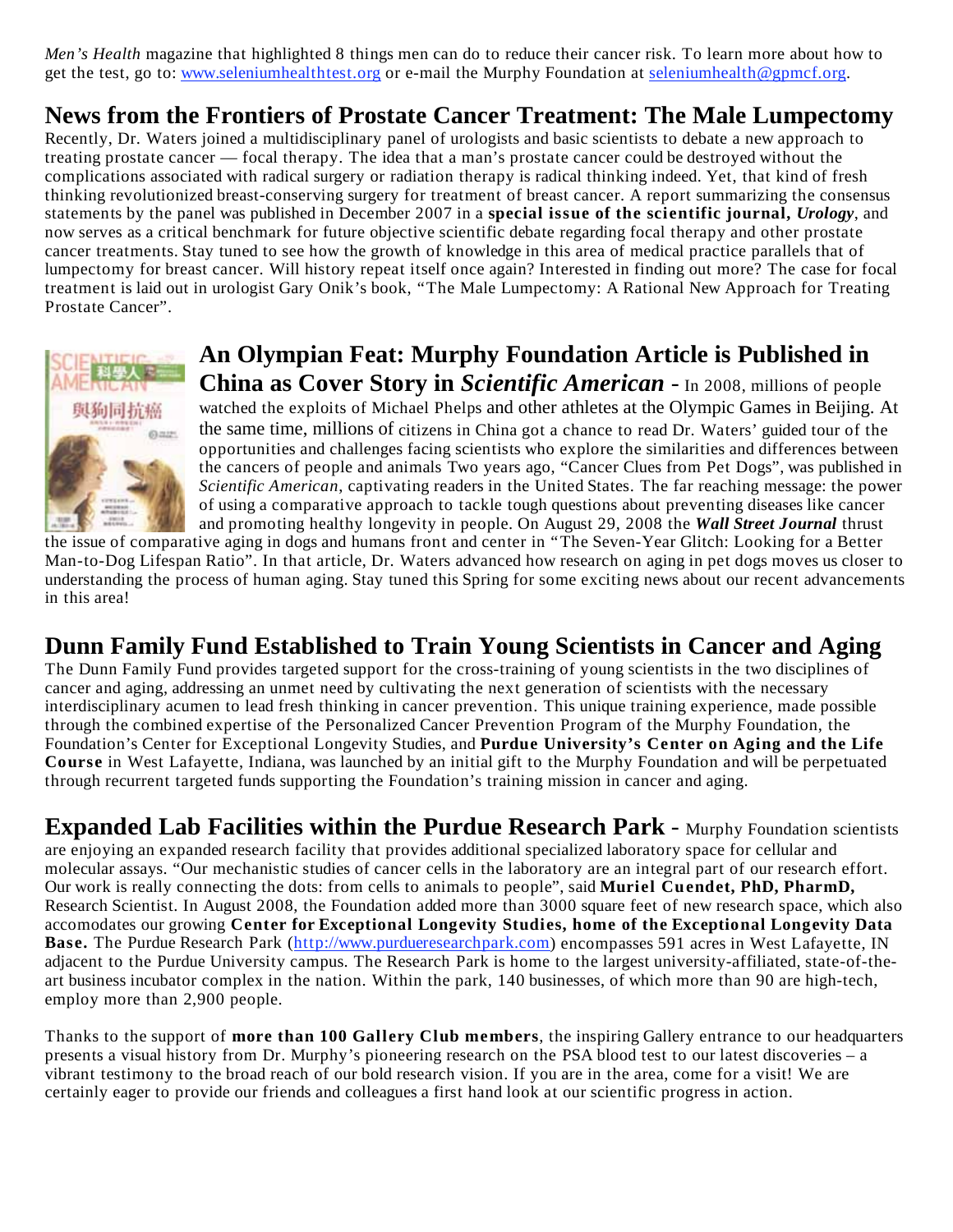*Men's Health* magazine that highlighted 8 things men can do to reduce their cancer risk. To learn more about how to get the test, go to: www.seleniumhealthtest.org or e-mail the Murphy Foundation at seleniumhealth@gpmcf.org.

## News from the Frontiers of Prostate Cancer Treatment: The Male Lumpectomy

Recently, Dr. Waters joined a multidisciplinary panel of urologists and basic scientists to debate a new approach to treating prostate cancer — focal therapy. The idea that a man's prostate cancer could be destroyed without the complications associated with radical surgery or radiation therapy is radical thinking indeed. Yet, that kind of fresh thinking revolutionized breast-conserving surgery for treatment of breast cancer. A report summarizing the consensus statements by the panel was published in December 2007 in a **special issue of the scientific journal, *Urology***, and now serves as a critical benchmark for future objective scientific debate regarding focal therapy and other prostate cancer treatments. Stay tuned to see how the growth of knowledge in this area of medical practice parallels that of lumpectomy for breast cancer. Will history repeat itself once again? Interested in finding out more? The case for focal treatment is laid out in urologist Gary Onik's book, "The Male Lumpectomy: A Rational New Approach for Treating Prostate Cancer".

## An Olympian Feat: Murphy Foundation Article is Published in China as Cover Story in *Scientific American* -

In 2008, millions of people watched the exploits of Michael Phelps and other athletes at the Olympic Games in Beijing. At the same time, millions of citizens in China got a chance to read Dr. Waters' guided tour of the opportunities and challenges facing scientists who explore the similarities and differences between the cancers of people and animals Two years ago, "Cancer Clues from Pet Dogs", was published in *Scientific American*, captivating readers in the United States. The far reaching message: the power of using a comparative approach to tackle tough questions about preventing diseases like cancer and promoting healthy longevity in people. On August 29, 2008 the ***Wall Street Journal*** thrust the issue of comparative aging in dogs and humans front and center in "The Seven-Year Glitch: Looking for a Better Man-to-Dog Lifespan Ratio". In that article, Dr. Waters advanced how research on aging in pet dogs moves us closer to understanding the process of human aging. Stay tuned this Spring for some exciting news about our recent advancements in this area!

## Dunn Family Fund Established to Train Young Scientists in Cancer and Aging

The Dunn Family Fund provides targeted support for the cross-training of young scientists in the two disciplines of cancer and aging, addressing an unmet need by cultivating the next generation of scientists with the necessary interdisciplinary acumen to lead fresh thinking in cancer prevention. This unique training experience, made possible through the combined expertise of the Personalized Cancer Prevention Program of the Murphy Foundation, the Foundation's Center for Exceptional Longevity Studies, and **Purdue University's Center on Aging and the Life Course** in West Lafayette, Indiana, was launched by an initial gift to the Murphy Foundation and will be perpetuated through recurrent targeted funds supporting the Foundation's training mission in cancer and aging.

## Expanded Lab Facilities within the Purdue Research Park -

Murphy Foundation scientists are enjoying an expanded research facility that provides additional specialized laboratory space for cellular and molecular assays. "Our mechanistic studies of cancer cells in the laboratory are an integral part of our research effort. Our work is really connecting the dots: from cells to animals to people", said **Muriel Cuendet, PhD, PharmD,** Research Scientist. In August 2008, the Foundation added more than 3000 square feet of new research space, which also accomodates our growing **Center for Exceptional Longevity Studies, home of the Exceptional Longevity Data Base.** The Purdue Research Park (http://www.purdueresearchpark.com) encompasses 591 acres in West Lafayette, IN adjacent to the Purdue University campus. The Research Park is home to the largest university-affiliated, state-of-the-art business incubator complex in the nation. Within the park, 140 businesses, of which more than 90 are high-tech, employ more than 2,900 people.

Thanks to the support of **more than 100 Gallery Club members**, the inspiring Gallery entrance to our headquarters presents a visual history from Dr. Murphy's pioneering research on the PSA blood test to our latest discoveries – a vibrant testimony to the broad reach of our bold research vision. If you are in the area, come for a visit! We are certainly eager to provide our friends and colleagues a first hand look at our scientific progress in action.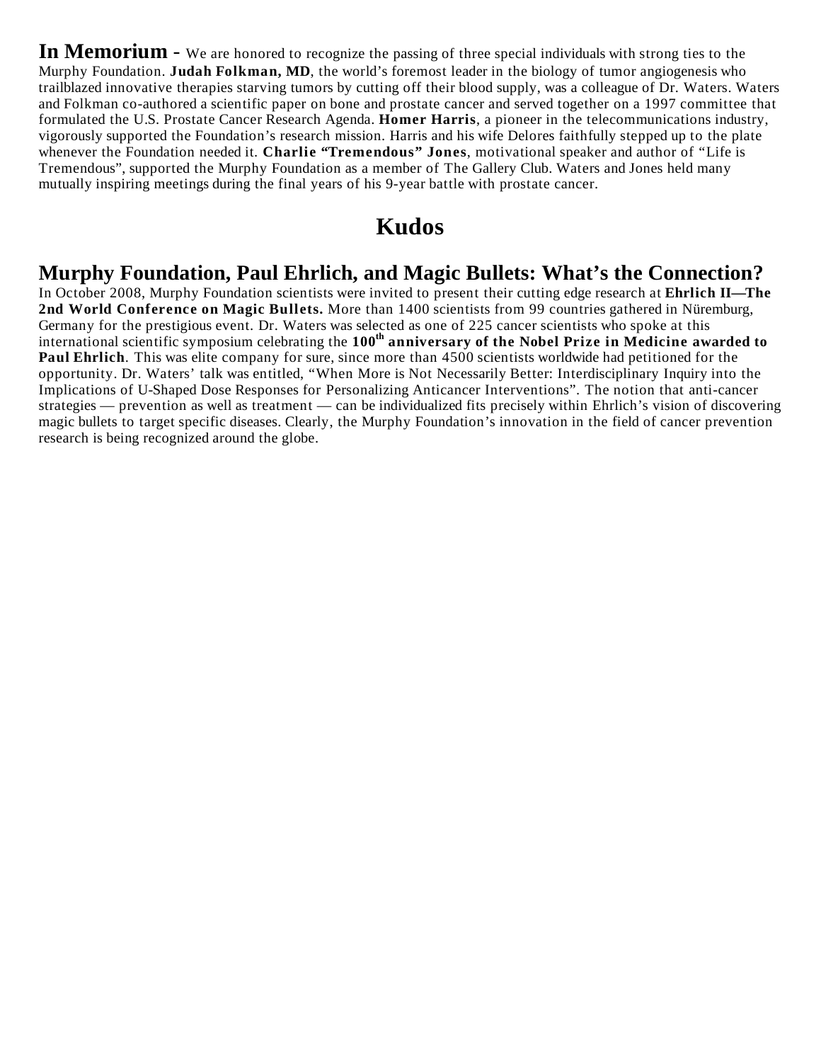**In Memorium** - We are honored to recognize the passing of three special individuals with strong ties to the Murphy Foundation. **Judah Folkman, MD**, the world's foremost leader in the biology of tumor angiogenesis who trailblazed innovative therapies starving tumors by cutting off their blood supply, was a colleague of Dr. Waters. Waters and Folkman co-authored a scientific paper on bone and prostate cancer and served together on a 1997 committee that formulated the U.S. Prostate Cancer Research Agenda. **Homer Harris**, a pioneer in the telecommunications industry, vigorously supported the Foundation's research mission. Harris and his wife Delores faithfully stepped up to the plate whenever the Foundation needed it. **Charlie "Tremendous" Jones**, motivational speaker and author of "Life is Tremendous", supported the Murphy Foundation as a member of The Gallery Club. Waters and Jones held many mutually inspiring meetings during the final years of his 9-year battle with prostate cancer.

# Kudos

## Murphy Foundation, Paul Ehrlich, and Magic Bullets: What's the Connection?

In October 2008, Murphy Foundation scientists were invited to present their cutting edge research at **Ehrlich II—The 2nd World Conference on Magic Bullets.** More than 1400 scientists from 99 countries gathered in Nüremburg, Germany for the prestigious event. Dr. Waters was selected as one of 225 cancer scientists who spoke at this international scientific symposium celebrating the **100th anniversary of the Nobel Prize in Medicine awarded to Paul Ehrlich**. This was elite company for sure, since more than 4500 scientists worldwide had petitioned for the opportunity. Dr. Waters' talk was entitled, "When More is Not Necessarily Better: Interdisciplinary Inquiry into the Implications of U-Shaped Dose Responses for Personalizing Anticancer Interventions". The notion that anti-cancer strategies — prevention as well as treatment — can be individualized fits precisely within Ehrlich's vision of discovering magic bullets to target specific diseases. Clearly, the Murphy Foundation's innovation in the field of cancer prevention research is being recognized around the globe.